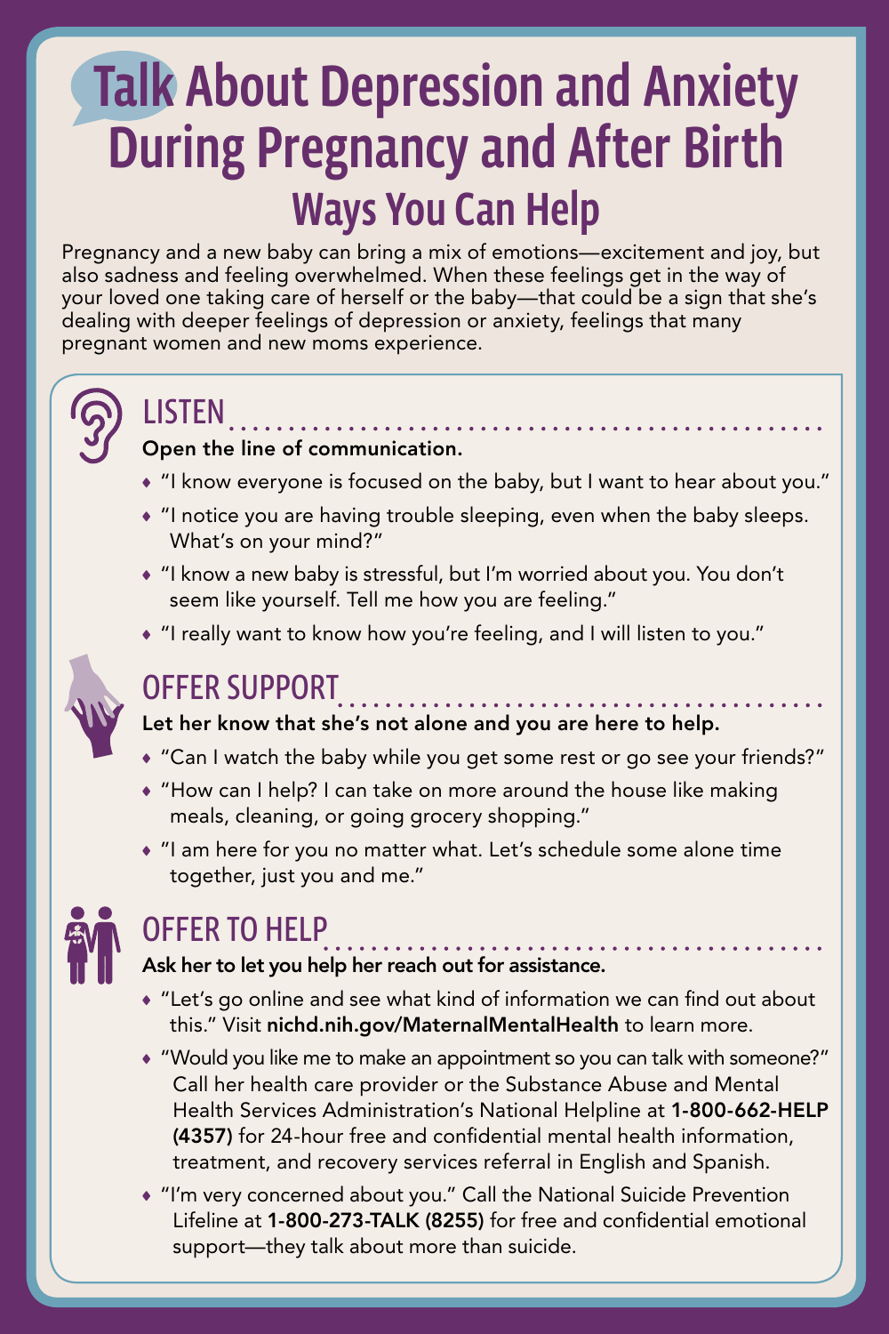# Talk About Depression and Anxiety During Pregnancy and After Birth

## Ways You Can Help

Pregnancy and a new baby can bring a mix of emotions—excitement and joy, but also sadness and feeling overwhelmed. When these feelings get in the way of your loved one taking care of herself or the baby—that could be a sign that she's dealing with deeper feelings of depression or anxiety, feelings that many pregnant women and new moms experience.

### LISTEN

**Open the line of communication.**

- "I know everyone is focused on the baby, but I want to hear about you."
- "I notice you are having trouble sleeping, even when the baby sleeps. What's on your mind?"
- "I know a new baby is stressful, but I'm worried about you. You don't seem like yourself. Tell me how you are feeling."
- "I really want to know how you're feeling, and I will listen to you."

### OFFER SUPPORT

**Let her know that she's not alone and you are here to help.**

- "Can I watch the baby while you get some rest or go see your friends?"
- "How can I help? I can take on more around the house like making meals, cleaning, or going grocery shopping."
- "I am here for you no matter what. Let's schedule some alone time together, just you and me."

### OFFER TO HELP

**Ask her to let you help her reach out for assistance.**

- "Let's go online and see what kind of information we can find out about this." Visit **nichd.nih.gov/MaternalMentalHealth** to learn more.
- "Would you like me to make an appointment so you can talk with someone?" Call her health care provider or the Substance Abuse and Mental Health Services Administration's National Helpline at **1-800-662-HELP (4357)** for 24-hour free and confidential mental health information, treatment, and recovery services referral in English and Spanish.
- "I'm very concerned about you." Call the National Suicide Prevention Lifeline at **1-800-273-TALK (8255)** for free and confidential emotional support—they talk about more than suicide.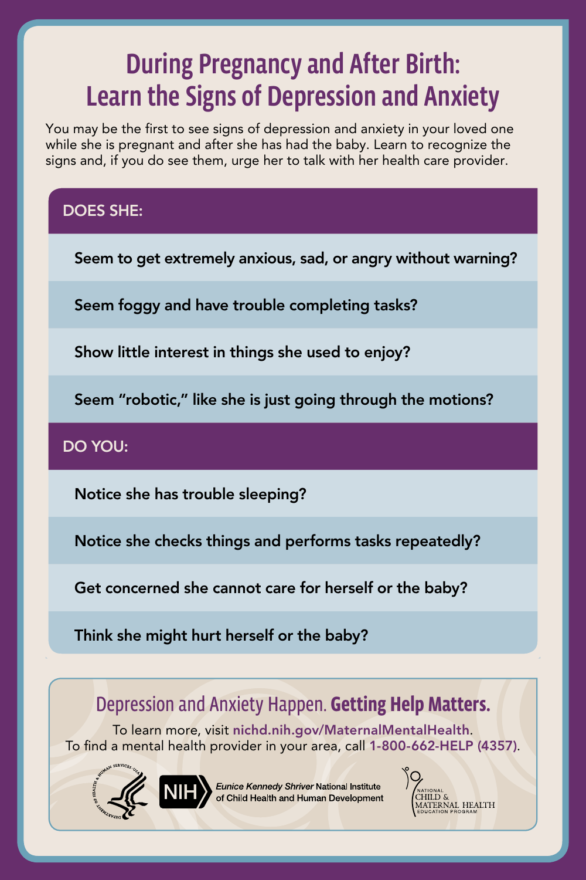# During Pregnancy and After Birth: Learn the Signs of Depression and Anxiety

You may be the first to see signs of depression and anxiety in your loved one while she is pregnant and after she has had the baby. Learn to recognize the signs and, if you do see them, urge her to talk with her health care provider.

## DOES SHE:

- **Seem to get extremely anxious, sad, or angry without warning?**
- **Seem foggy and have trouble completing tasks?**
- **Show little interest in things she used to enjoy?**
- **Seem "robotic," like she is just going through the motions?**

## DO YOU:

- **Notice she has trouble sleeping?**
- **Notice she checks things and performs tasks repeatedly?**
- **Get concerned she cannot care for herself or the baby?**
- **Think she might hurt herself or the baby?**

## Depression and Anxiety Happen. **Getting Help Matters.**

To learn more, visit **nichd.nih.gov/MaternalMentalHealth**.
To find a mental health provider in your area, call **1-800-662-HELP (4357)**.

NIH *Eunice Kennedy Shriver* National Institute of Child Health and Human Development

National Child & Maternal Health Education Program